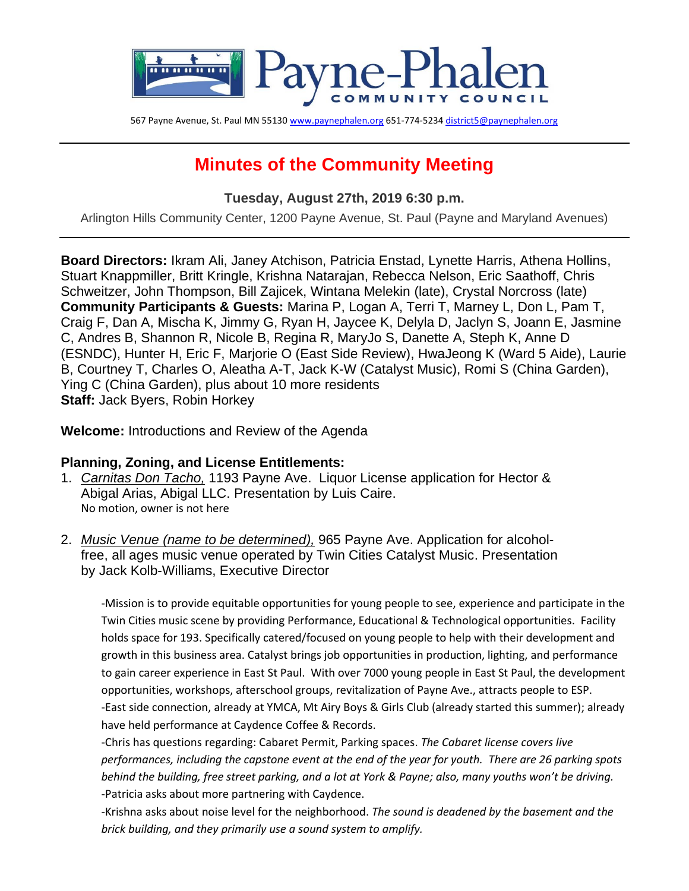Payne-Phalen COMMUNITY COUNCIL

567 Payne Avenue, St. Paul MN 55130 www.paynephalen.org 651-774-5234 district5@paynephalen.org

# Minutes of the Community Meeting

**Tuesday, August 27th, 2019 6:30 p.m.**

Arlington Hills Community Center, 1200 Payne Avenue, St. Paul (Payne and Maryland Avenues)

**Board Directors:** Ikram Ali, Janey Atchison, Patricia Enstad, Lynette Harris, Athena Hollins, Stuart Knappmiller, Britt Kringle, Krishna Natarajan, Rebecca Nelson, Eric Saathoff, Chris Schweitzer, John Thompson, Bill Zajicek, Wintana Melekin (late), Crystal Norcross (late)
**Community Participants & Guests:** Marina P, Logan A, Terri T, Marney L, Don L, Pam T, Craig F, Dan A, Mischa K, Jimmy G, Ryan H, Jaycee K, Delyla D, Jaclyn S, Joann E, Jasmine C, Andres B, Shannon R, Nicole B, Regina R, MaryJo S, Danette A, Steph K, Anne D (ESNDC), Hunter H, Eric F, Marjorie O (East Side Review), HwaJeong K (Ward 5 Aide), Laurie B, Courtney T, Charles O, Aleatha A-T, Jack K-W (Catalyst Music), Romi S (China Garden), Ying C (China Garden), plus about 10 more residents
**Staff:** Jack Byers, Robin Horkey

**Welcome:** Introductions and Review of the Agenda

**Planning, Zoning, and License Entitlements:**

1. *Carnitas Don Tacho,* 1193 Payne Ave. Liquor License application for Hector & Abigal Arias, Abigal LLC. Presentation by Luis Caire.
   No motion, owner is not here

2. *Music Venue (name to be determined),* 965 Payne Ave. Application for alcohol-free, all ages music venue operated by Twin Cities Catalyst Music. Presentation by Jack Kolb-Williams, Executive Director

   -Mission is to provide equitable opportunities for young people to see, experience and participate in the Twin Cities music scene by providing Performance, Educational & Technological opportunities. Facility holds space for 193. Specifically catered/focused on young people to help with their development and growth in this business area. Catalyst brings job opportunities in production, lighting, and performance to gain career experience in East St Paul. With over 7000 young people in East St Paul, the development opportunities, workshops, afterschool groups, revitalization of Payne Ave., attracts people to ESP.
   -East side connection, already at YMCA, Mt Airy Boys & Girls Club (already started this summer); already have held performance at Caydence Coffee & Records.
   -Chris has questions regarding: Cabaret Permit, Parking spaces. *The Cabaret license covers live performances, including the capstone event at the end of the year for youth. There are 26 parking spots behind the building, free street parking, and a lot at York & Payne; also, many youths won't be driving.*
   -Patricia asks about more partnering with Caydence.
   -Krishna asks about noise level for the neighborhood. *The sound is deadened by the basement and the brick building, and they primarily use a sound system to amplify.*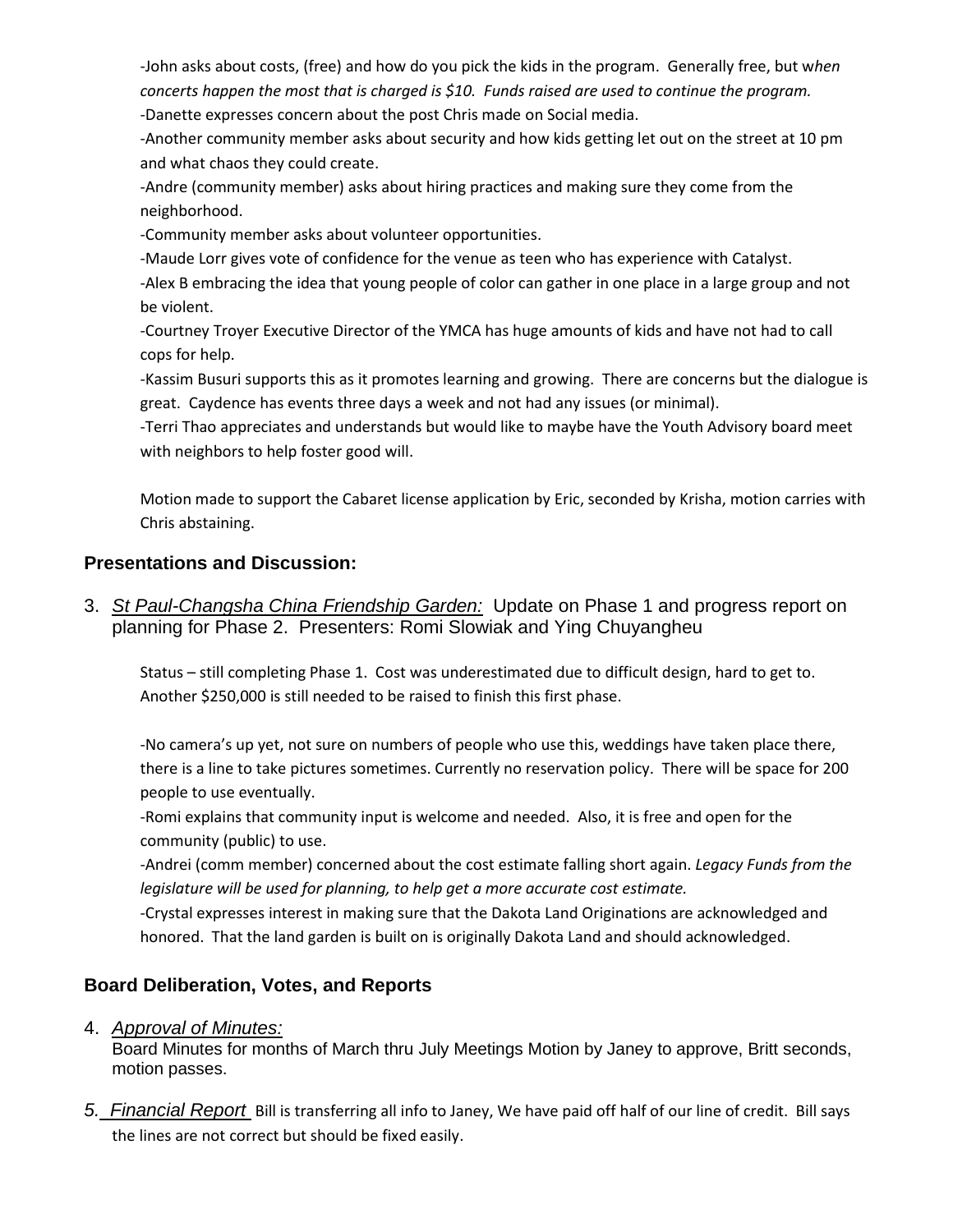-John asks about costs, (free) and how do you pick the kids in the program. Generally free, but w*hen concerts happen the most that is charged is $10. Funds raised are used to continue the program.*

-Danette expresses concern about the post Chris made on Social media.

-Another community member asks about security and how kids getting let out on the street at 10 pm and what chaos they could create.

-Andre (community member) asks about hiring practices and making sure they come from the neighborhood.

-Community member asks about volunteer opportunities.

-Maude Lorr gives vote of confidence for the venue as teen who has experience with Catalyst.

-Alex B embracing the idea that young people of color can gather in one place in a large group and not be violent.

-Courtney Troyer Executive Director of the YMCA has huge amounts of kids and have not had to call cops for help.

-Kassim Busuri supports this as it promotes learning and growing. There are concerns but the dialogue is great. Caydence has events three days a week and not had any issues (or minimal).

-Terri Thao appreciates and understands but would like to maybe have the Youth Advisory board meet with neighbors to help foster good will.

Motion made to support the Cabaret license application by Eric, seconded by Krisha, motion carries with Chris abstaining.

## Presentations and Discussion:

3. *St Paul-Changsha China Friendship Garden:* Update on Phase 1 and progress report on planning for Phase 2. Presenters: Romi Slowiak and Ying Chuyangheu

Status – still completing Phase 1. Cost was underestimated due to difficult design, hard to get to. Another $250,000 is still needed to be raised to finish this first phase.

-No camera's up yet, not sure on numbers of people who use this, weddings have taken place there, there is a line to take pictures sometimes. Currently no reservation policy. There will be space for 200 people to use eventually.

-Romi explains that community input is welcome and needed. Also, it is free and open for the community (public) to use.

-Andrei (comm member) concerned about the cost estimate falling short again. *Legacy Funds from the legislature will be used for planning, to help get a more accurate cost estimate.*

-Crystal expresses interest in making sure that the Dakota Land Originations are acknowledged and honored. That the land garden is built on is originally Dakota Land and should acknowledged.

## Board Deliberation, Votes, and Reports

4. *Approval of Minutes:*
   Board Minutes for months of March thru July Meetings Motion by Janey to approve, Britt seconds, motion passes.

5. *Financial Report* Bill is transferring all info to Janey, We have paid off half of our line of credit. Bill says the lines are not correct but should be fixed easily.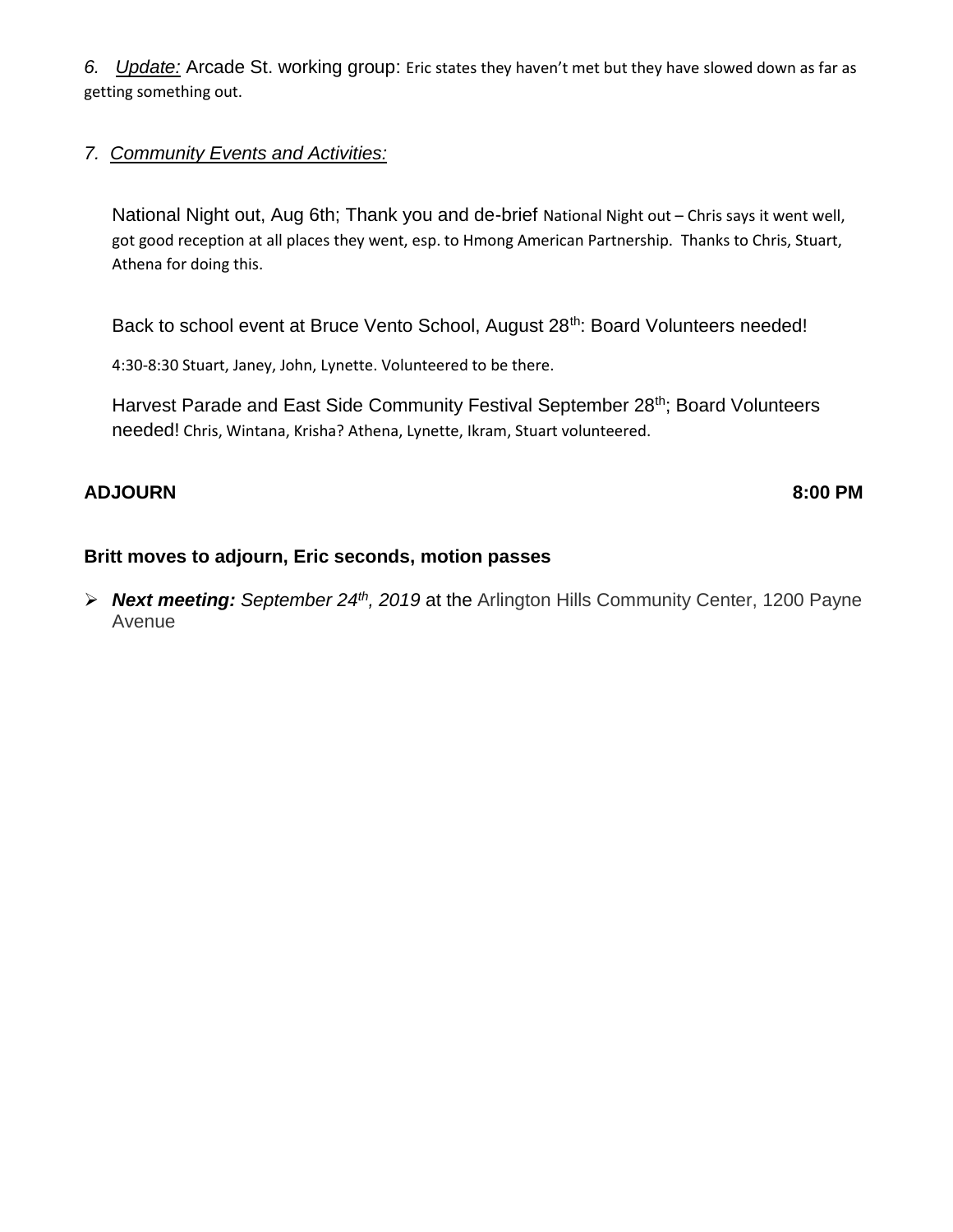*6. <u>Update:</u>* Arcade St. working group: Eric states they haven't met but they have slowed down as far as getting something out.

*7. <u>Community Events and Activities:</u>*

National Night out, Aug 6th; Thank you and de-brief National Night out – Chris says it went well, got good reception at all places they went, esp. to Hmong American Partnership. Thanks to Chris, Stuart, Athena for doing this.

Back to school event at Bruce Vento School, August 28th: Board Volunteers needed!

4:30-8:30 Stuart, Janey, John, Lynette. Volunteered to be there.

Harvest Parade and East Side Community Festival September 28th; Board Volunteers needed! Chris, Wintana, Krisha? Athena, Lynette, Ikram, Stuart volunteered.

**ADJOURN** **8:00 PM**

**Britt moves to adjourn, Eric seconds, motion passes**

- ***Next meeting:*** *September 24th, 2019* at the Arlington Hills Community Center, 1200 Payne Avenue